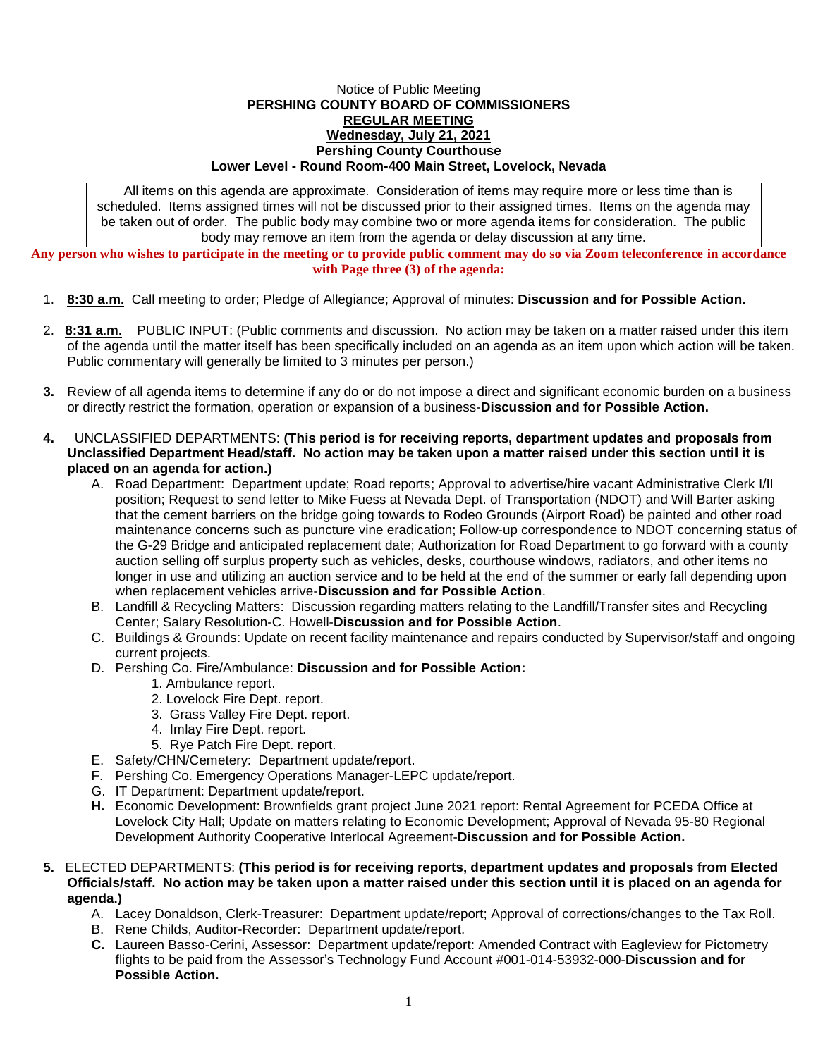Notice of Public Meeting

**PERSHING COUNTY BOARD OF COMMISSIONERS**

**REGULAR MEETING**

**Wednesday, July 21, 2021**

**Pershing County Courthouse**

**Lower Level - Round Room-400 Main Street, Lovelock, Nevada**

All items on this agenda are approximate. Consideration of items may require more or less time than is scheduled. Items assigned times will not be discussed prior to their assigned times. Items on the agenda may be taken out of order. The public body may combine two or more agenda items for consideration. The public body may remove an item from the agenda or delay discussion at any time.

**Any person who wishes to participate in the meeting or to provide public comment may do so via Zoom teleconference in accordance with Page three (3) of the agenda:**

1. **8:30 a.m.** Call meeting to order; Pledge of Allegiance; Approval of minutes: **Discussion and for Possible Action.**

2. **8:31 a.m.** PUBLIC INPUT: (Public comments and discussion. No action may be taken on a matter raised under this item of the agenda until the matter itself has been specifically included on an agenda as an item upon which action will be taken. Public commentary will generally be limited to 3 minutes per person.)

3. Review of all agenda items to determine if any do or do not impose a direct and significant economic burden on a business or directly restrict the formation, operation or expansion of a business-**Discussion and for Possible Action.**

4. UNCLASSIFIED DEPARTMENTS: **(This period is for receiving reports, department updates and proposals from Unclassified Department Head/staff. No action may be taken upon a matter raised under this section until it is placed on an agenda for action.)**
   - A. Road Department: Department update; Road reports; Approval to advertise/hire vacant Administrative Clerk I/II position; Request to send letter to Mike Fuess at Nevada Dept. of Transportation (NDOT) and Will Barter asking that the cement barriers on the bridge going towards to Rodeo Grounds (Airport Road) be painted and other road maintenance concerns such as puncture vine eradication; Follow-up correspondence to NDOT concerning status of the G-29 Bridge and anticipated replacement date; Authorization for Road Department to go forward with a county auction selling off surplus property such as vehicles, desks, courthouse windows, radiators, and other items no longer in use and utilizing an auction service and to be held at the end of the summer or early fall depending upon when replacement vehicles arrive-**Discussion and for Possible Action**.
   - B. Landfill & Recycling Matters: Discussion regarding matters relating to the Landfill/Transfer sites and Recycling Center; Salary Resolution-C. Howell-**Discussion and for Possible Action**.
   - C. Buildings & Grounds: Update on recent facility maintenance and repairs conducted by Supervisor/staff and ongoing current projects.
   - D. Pershing Co. Fire/Ambulance: **Discussion and for Possible Action:**
     1. Ambulance report.
     2. Lovelock Fire Dept. report.
     3. Grass Valley Fire Dept. report.
     4. Imlay Fire Dept. report.
     5. Rye Patch Fire Dept. report.
   - E. Safety/CHN/Cemetery: Department update/report.
   - F. Pershing Co. Emergency Operations Manager-LEPC update/report.
   - G. IT Department: Department update/report.
   - **H.** Economic Development: Brownfields grant project June 2021 report: Rental Agreement for PCEDA Office at Lovelock City Hall; Update on matters relating to Economic Development; Approval of Nevada 95-80 Regional Development Authority Cooperative Interlocal Agreement-**Discussion and for Possible Action.**

5. ELECTED DEPARTMENTS: **(This period is for receiving reports, department updates and proposals from Elected Officials/staff. No action may be taken upon a matter raised under this section until it is placed on an agenda for agenda.)**
   - A. Lacey Donaldson, Clerk-Treasurer: Department update/report; Approval of corrections/changes to the Tax Roll.
   - B. Rene Childs, Auditor-Recorder: Department update/report.
   - **C.** Laureen Basso-Cerini, Assessor: Department update/report: Amended Contract with Eagleview for Pictometry flights to be paid from the Assessor's Technology Fund Account #001-014-53932-000-**Discussion and for Possible Action.**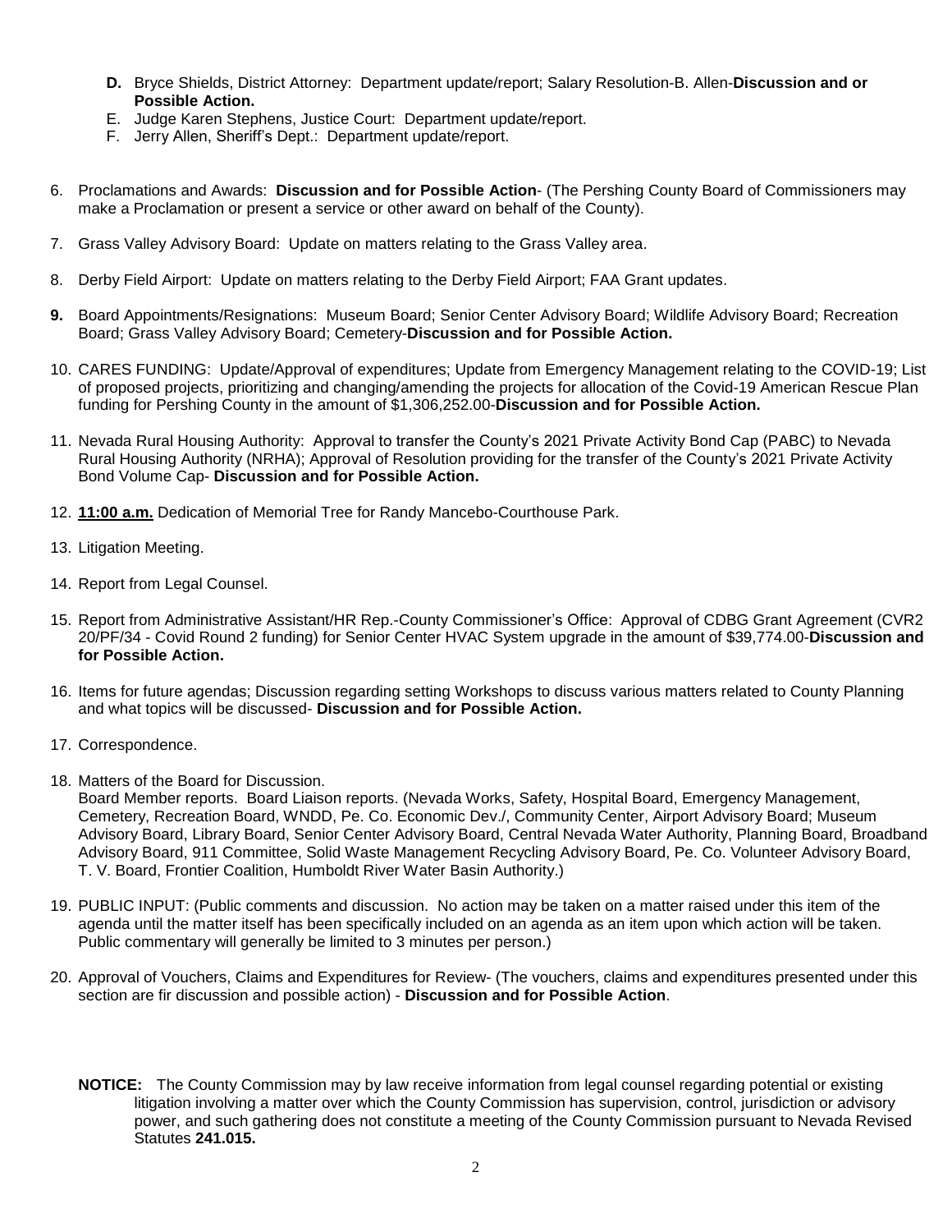- **D.** Bryce Shields, District Attorney: Department update/report; Salary Resolution-B. Allen-**Discussion and or Possible Action.**
- E. Judge Karen Stephens, Justice Court: Department update/report.
- F. Jerry Allen, Sheriff's Dept.: Department update/report.

6. Proclamations and Awards: **Discussion and for Possible Action**- (The Pershing County Board of Commissioners may make a Proclamation or present a service or other award on behalf of the County).

7. Grass Valley Advisory Board: Update on matters relating to the Grass Valley area.

8. Derby Field Airport: Update on matters relating to the Derby Field Airport; FAA Grant updates.

9. Board Appointments/Resignations: Museum Board; Senior Center Advisory Board; Wildlife Advisory Board; Recreation Board; Grass Valley Advisory Board; Cemetery-**Discussion and for Possible Action.**

10. CARES FUNDING: Update/Approval of expenditures; Update from Emergency Management relating to the COVID-19; List of proposed projects, prioritizing and changing/amending the projects for allocation of the Covid-19 American Rescue Plan funding for Pershing County in the amount of $1,306,252.00-**Discussion and for Possible Action.**

11. Nevada Rural Housing Authority: Approval to transfer the County's 2021 Private Activity Bond Cap (PABC) to Nevada Rural Housing Authority (NRHA); Approval of Resolution providing for the transfer of the County's 2021 Private Activity Bond Volume Cap- **Discussion and for Possible Action.**

12. **11:00 a.m.** Dedication of Memorial Tree for Randy Mancebo-Courthouse Park.

13. Litigation Meeting.

14. Report from Legal Counsel.

15. Report from Administrative Assistant/HR Rep.-County Commissioner's Office: Approval of CDBG Grant Agreement (CVR2 20/PF/34 - Covid Round 2 funding) for Senior Center HVAC System upgrade in the amount of $39,774.00-**Discussion and for Possible Action.**

16. Items for future agendas; Discussion regarding setting Workshops to discuss various matters related to County Planning and what topics will be discussed- **Discussion and for Possible Action.**

17. Correspondence.

18. Matters of the Board for Discussion.
    Board Member reports. Board Liaison reports. (Nevada Works, Safety, Hospital Board, Emergency Management, Cemetery, Recreation Board, WNDD, Pe. Co. Economic Dev./, Community Center, Airport Advisory Board; Museum Advisory Board, Library Board, Senior Center Advisory Board, Central Nevada Water Authority, Planning Board, Broadband Advisory Board, 911 Committee, Solid Waste Management Recycling Advisory Board, Pe. Co. Volunteer Advisory Board, T. V. Board, Frontier Coalition, Humboldt River Water Basin Authority.)

19. PUBLIC INPUT: (Public comments and discussion. No action may be taken on a matter raised under this item of the agenda until the matter itself has been specifically included on an agenda as an item upon which action will be taken. Public commentary will generally be limited to 3 minutes per person.)

20. Approval of Vouchers, Claims and Expenditures for Review- (The vouchers, claims and expenditures presented under this section are fir discussion and possible action) - **Discussion and for Possible Action**.

**NOTICE:** The County Commission may by law receive information from legal counsel regarding potential or existing litigation involving a matter over which the County Commission has supervision, control, jurisdiction or advisory power, and such gathering does not constitute a meeting of the County Commission pursuant to Nevada Revised Statutes **241.015.**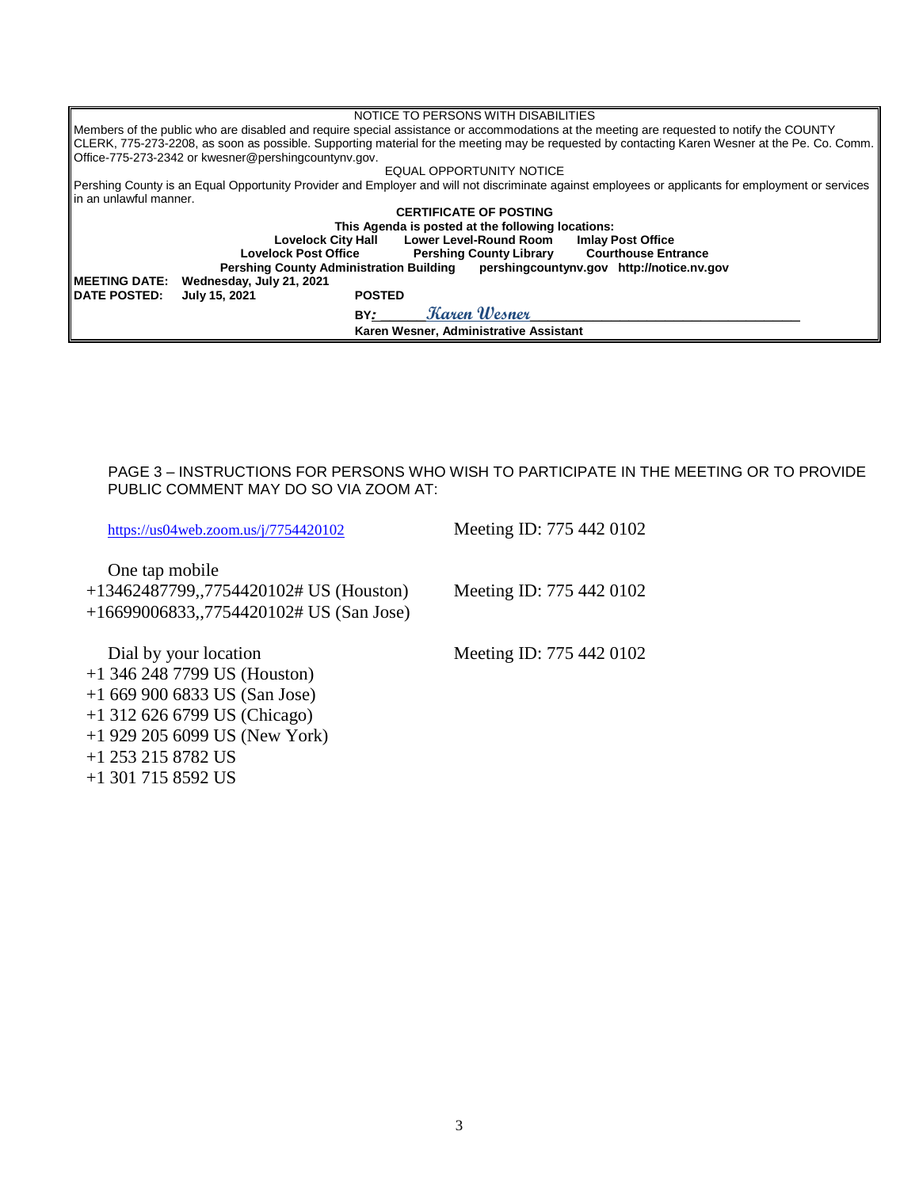**NOTICE TO PERSONS WITH DISABILITIES**

Members of the public who are disabled and require special assistance or accommodations at the meeting are requested to notify the COUNTY CLERK, 775-273-2208, as soon as possible. Supporting material for the meeting may be requested by contacting Karen Wesner at the Pe. Co. Comm. Office-775-273-2342 or kwesner@pershingcountynv.gov.

**EQUAL OPPORTUNITY NOTICE**

Pershing County is an Equal Opportunity Provider and Employer and will not discriminate against employees or applicants for employment or services in an unlawful manner.

**CERTIFICATE OF POSTING**

**This Agenda is posted at the following locations:**

**Lovelock City Hall** &nbsp;&nbsp; **Lower Level-Round Room** &nbsp;&nbsp; **Imlay Post Office**
**Lovelock Post Office** &nbsp;&nbsp; **Pershing County Library** &nbsp;&nbsp; **Courthouse Entrance**
**Pershing County Administration Building** &nbsp;&nbsp; **pershingcountynv.gov** &nbsp;&nbsp; **http://notice.nv.gov**

**MEETING DATE:** **Wednesday, July 21, 2021**
**DATE POSTED:** **July 15, 2021** &nbsp;&nbsp; **POSTED**

**BY:** *Karen Wesner*
**Karen Wesner, Administrative Assistant**

PAGE 3 – INSTRUCTIONS FOR PERSONS WHO WISH TO PARTICIPATE IN THE MEETING OR TO PROVIDE PUBLIC COMMENT MAY DO SO VIA ZOOM AT:

https://us04web.zoom.us/j/7754420102 &nbsp;&nbsp; Meeting ID: 775 442 0102

One tap mobile
+13462487799,,7754420102# US (Houston) &nbsp;&nbsp; Meeting ID: 775 442 0102
+16699006833,,7754420102# US (San Jose)

Dial by your location &nbsp;&nbsp; Meeting ID: 775 442 0102
+1 346 248 7799 US (Houston)
+1 669 900 6833 US (San Jose)
+1 312 626 6799 US (Chicago)
+1 929 205 6099 US (New York)
+1 253 215 8782 US
+1 301 715 8592 US